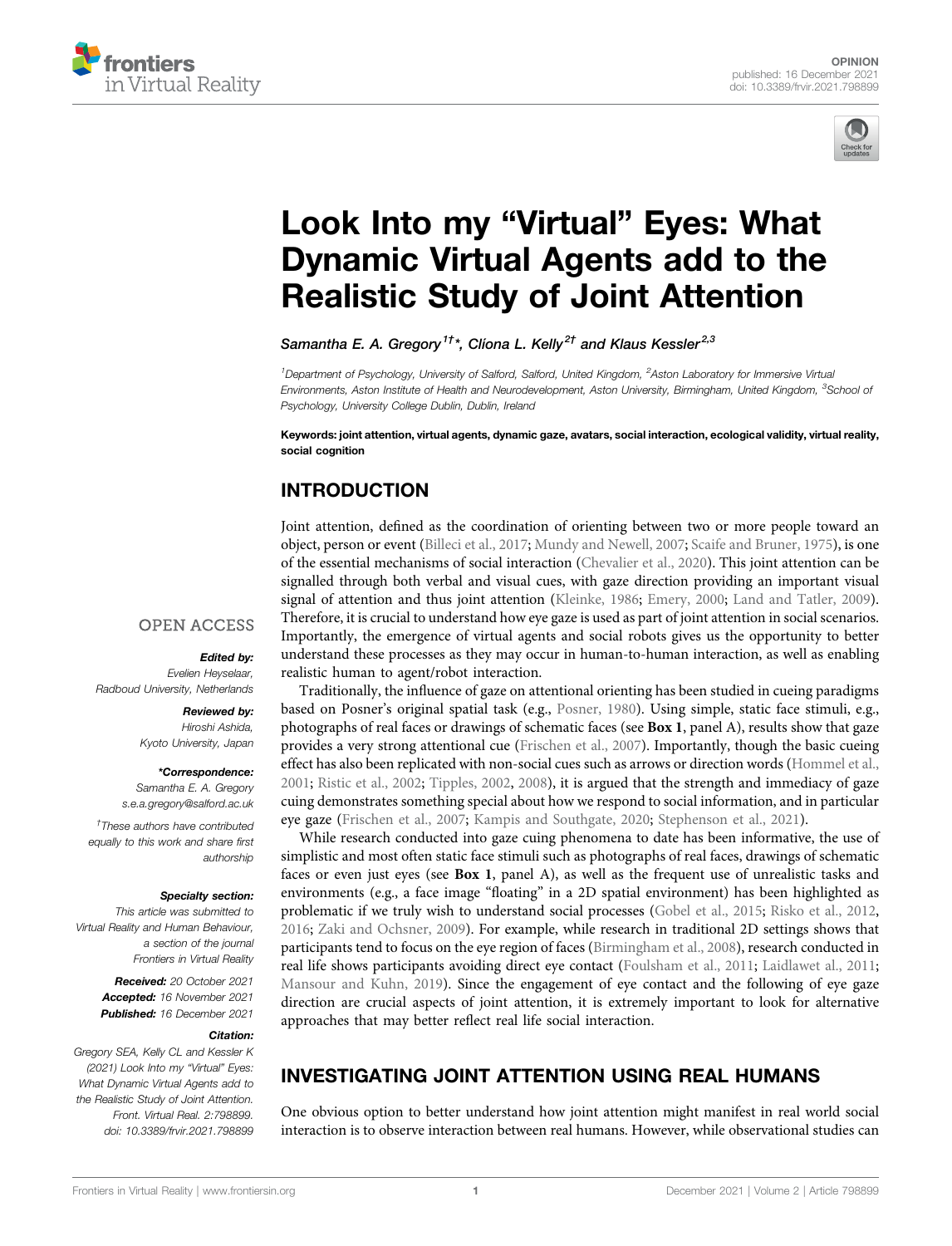OPINION
published: 16 December 2021
doi: 10.3389/frvir.2021.798899

# Look Into my "Virtual" Eyes: What Dynamic Virtual Agents add to the Realistic Study of Joint Attention

*Samantha E. A. Gregory*[1†*], *Clíona L. Kelly*[2†] and *Klaus Kessler*[2,3]

[1]Department of Psychology, University of Salford, Salford, United Kingdom, [2]Aston Laboratory for Immersive Virtual Environments, Aston Institute of Health and Neurodevelopment, Aston University, Birmingham, United Kingdom, [3]School of Psychology, University College Dublin, Dublin, Ireland

**Keywords: joint attention, virtual agents, dynamic gaze, avatars, social interaction, ecological validity, virtual reality, social cognition**

OPEN ACCESS

***Edited by:***
*Evelien Heyselaar, Radboud University, Netherlands*

***Reviewed by:***
*Hiroshi Ashida, Kyoto University, Japan*

***\*Correspondence:***
*Samantha E. A. Gregory*
*s.e.a.gregory@salford.ac.uk*

*†These authors have contributed equally to this work and share first authorship*

***Specialty section:***
*This article was submitted to Virtual Reality and Human Behaviour, a section of the journal Frontiers in Virtual Reality*

***Received:*** *20 October 2021*
***Accepted:*** *16 November 2021*
***Published:*** *16 December 2021*

***Citation:***
*Gregory SEA, Kelly CL and Kessler K (2021) Look Into my "Virtual" Eyes: What Dynamic Virtual Agents add to the Realistic Study of Joint Attention. Front. Virtual Real. 2:798899. doi: 10.3389/frvir.2021.798899*

## INTRODUCTION

Joint attention, defined as the coordination of orienting between two or more people toward an object, person or event (Billeci et al., 2017; Mundy and Newell, 2007; Scaife and Bruner, 1975), is one of the essential mechanisms of social interaction (Chevalier et al., 2020). This joint attention can be signalled through both verbal and visual cues, with gaze direction providing an important visual signal of attention and thus joint attention (Kleinke, 1986; Emery, 2000; Land and Tatler, 2009). Therefore, it is crucial to understand how eye gaze is used as part of joint attention in social scenarios. Importantly, the emergence of virtual agents and social robots gives us the opportunity to better understand these processes as they may occur in human-to-human interaction, as well as enabling realistic human to agent/robot interaction.

Traditionally, the influence of gaze on attentional orienting has been studied in cueing paradigms based on Posner's original spatial task (e.g., Posner, 1980). Using simple, static face stimuli, e.g., photographs of real faces or drawings of schematic faces (see **Box 1**, panel A), results show that gaze provides a very strong attentional cue (Frischen et al., 2007). Importantly, though the basic cueing effect has also been replicated with non-social cues such as arrows or direction words (Hommel et al., 2001; Ristic et al., 2002; Tipples, 2002, 2008), it is argued that the strength and immediacy of gaze cuing demonstrates something special about how we respond to social information, and in particular eye gaze (Frischen et al., 2007; Kampis and Southgate, 2020; Stephenson et al., 2021).

While research conducted into gaze cuing phenomena to date has been informative, the use of simplistic and most often static face stimuli such as photographs of real faces, drawings of schematic faces or even just eyes (see **Box 1**, panel A), as well as the frequent use of unrealistic tasks and environments (e.g., a face image "floating" in a 2D spatial environment) has been highlighted as problematic if we truly wish to understand social processes (Gobel et al., 2015; Risko et al., 2012, 2016; Zaki and Ochsner, 2009). For example, while research in traditional 2D settings shows that participants tend to focus on the eye region of faces (Birmingham et al., 2008), research conducted in real life shows participants avoiding direct eye contact (Foulsham et al., 2011; Laidlawet al., 2011; Mansour and Kuhn, 2019). Since the engagement of eye contact and the following of eye gaze direction are crucial aspects of joint attention, it is extremely important to look for alternative approaches that may better reflect real life social interaction.

## INVESTIGATING JOINT ATTENTION USING REAL HUMANS

One obvious option to better understand how joint attention might manifest in real world social interaction is to observe interaction between real humans. However, while observational studies can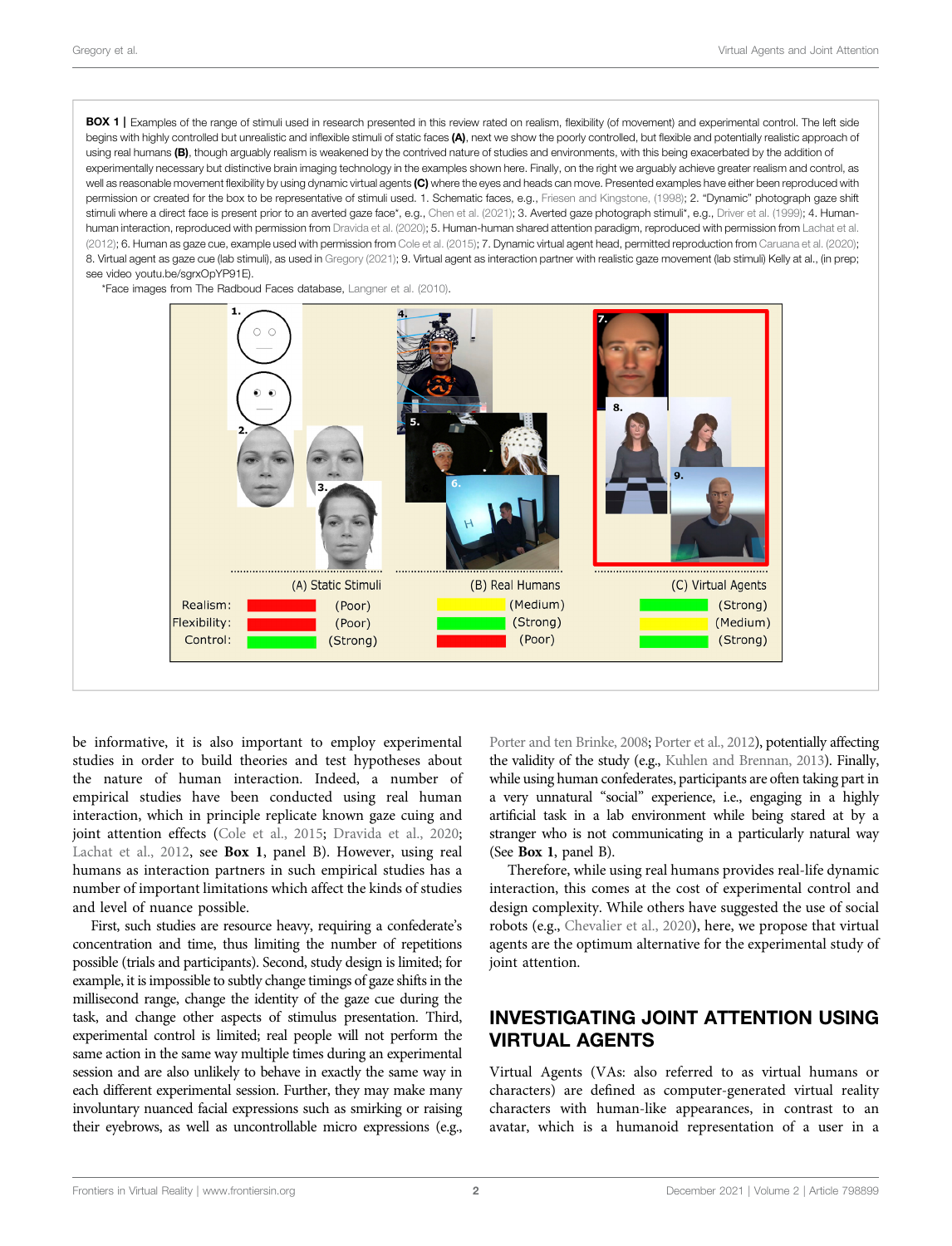**BOX 1 |** Examples of the range of stimuli used in research presented in this review rated on realism, flexibility (of movement) and experimental control. The left side begins with highly controlled but unrealistic and inflexible stimuli of static faces **(A)**, next we show the poorly controlled, but flexible and potentially realistic approach of using real humans **(B)**, though arguably realism is weakened by the contrived nature of studies and environments, with this being exacerbated by the addition of experimentally necessary but distinctive brain imaging technology in the examples shown here. Finally, on the right we arguably achieve greater realism and control, as well as reasonable movement flexibility by using dynamic virtual agents **(C)** where the eyes and heads can move. Presented examples have either been reproduced with permission or created for the box to be representative of stimuli used. 1. Schematic faces, e.g., Friesen and Kingstone, (1998); 2. "Dynamic" photograph gaze shift stimuli where a direct face is present prior to an averted gaze face*, e.g., Chen et al. (2021); 3. Averted gaze photograph stimuli*, e.g., Driver et al. (1999); 4. Human-human interaction, reproduced with permission from Dravida et al. (2020); 5. Human-human shared attention paradigm, reproduced with permission from Lachat et al. (2012); 6. Human as gaze cue, example used with permission from Cole et al. (2015); 7. Dynamic virtual agent head, permitted reproduction from Caruana et al. (2020); 8. Virtual agent as gaze cue (lab stimuli), as used in Gregory (2021); 9. Virtual agent as interaction partner with realistic gaze movement (lab stimuli) Kelly at al., (in prep; see video youtu.be/sgrxOpYP91E).

*Face images from The Radboud Faces database, Langner et al. (2010).

| | (A) Static Stimuli | (B) Real Humans | (C) Virtual Agents |
|---|---|---|---|
| Realism: | (Poor) | (Medium) | (Strong) |
| Flexibility: | (Poor) | (Strong) | (Medium) |
| Control: | (Strong) | (Poor) | (Strong) |

be informative, it is also important to employ experimental studies in order to build theories and test hypotheses about the nature of human interaction. Indeed, a number of empirical studies have been conducted using real human interaction, which in principle replicate known gaze cuing and joint attention effects (Cole et al., 2015; Dravida et al., 2020; Lachat et al., 2012, see **Box 1**, panel B). However, using real humans as interaction partners in such empirical studies has a number of important limitations which affect the kinds of studies and level of nuance possible.

First, such studies are resource heavy, requiring a confederate's concentration and time, thus limiting the number of repetitions possible (trials and participants). Second, study design is limited; for example, it is impossible to subtly change timings of gaze shifts in the millisecond range, change the identity of the gaze cue during the task, and change other aspects of stimulus presentation. Third, experimental control is limited; real people will not perform the same action in the same way multiple times during an experimental session and are also unlikely to behave in exactly the same way in each different experimental session. Further, they may make many involuntary nuanced facial expressions such as smirking or raising their eyebrows, as well as uncontrollable micro expressions (e.g., Porter and ten Brinke, 2008; Porter et al., 2012), potentially affecting the validity of the study (e.g., Kuhlen and Brennan, 2013). Finally, while using human confederates, participants are often taking part in a very unnatural "social" experience, i.e., engaging in a highly artificial task in a lab environment while being stared at by a stranger who is not communicating in a particularly natural way (See **Box 1**, panel B).

Therefore, while using real humans provides real-life dynamic interaction, this comes at the cost of experimental control and design complexity. While others have suggested the use of social robots (e.g., Chevalier et al., 2020), here, we propose that virtual agents are the optimum alternative for the experimental study of joint attention.

## INVESTIGATING JOINT ATTENTION USING VIRTUAL AGENTS

Virtual Agents (VAs: also referred to as virtual humans or characters) are defined as computer-generated virtual reality characters with human-like appearances, in contrast to an avatar, which is a humanoid representation of a user in a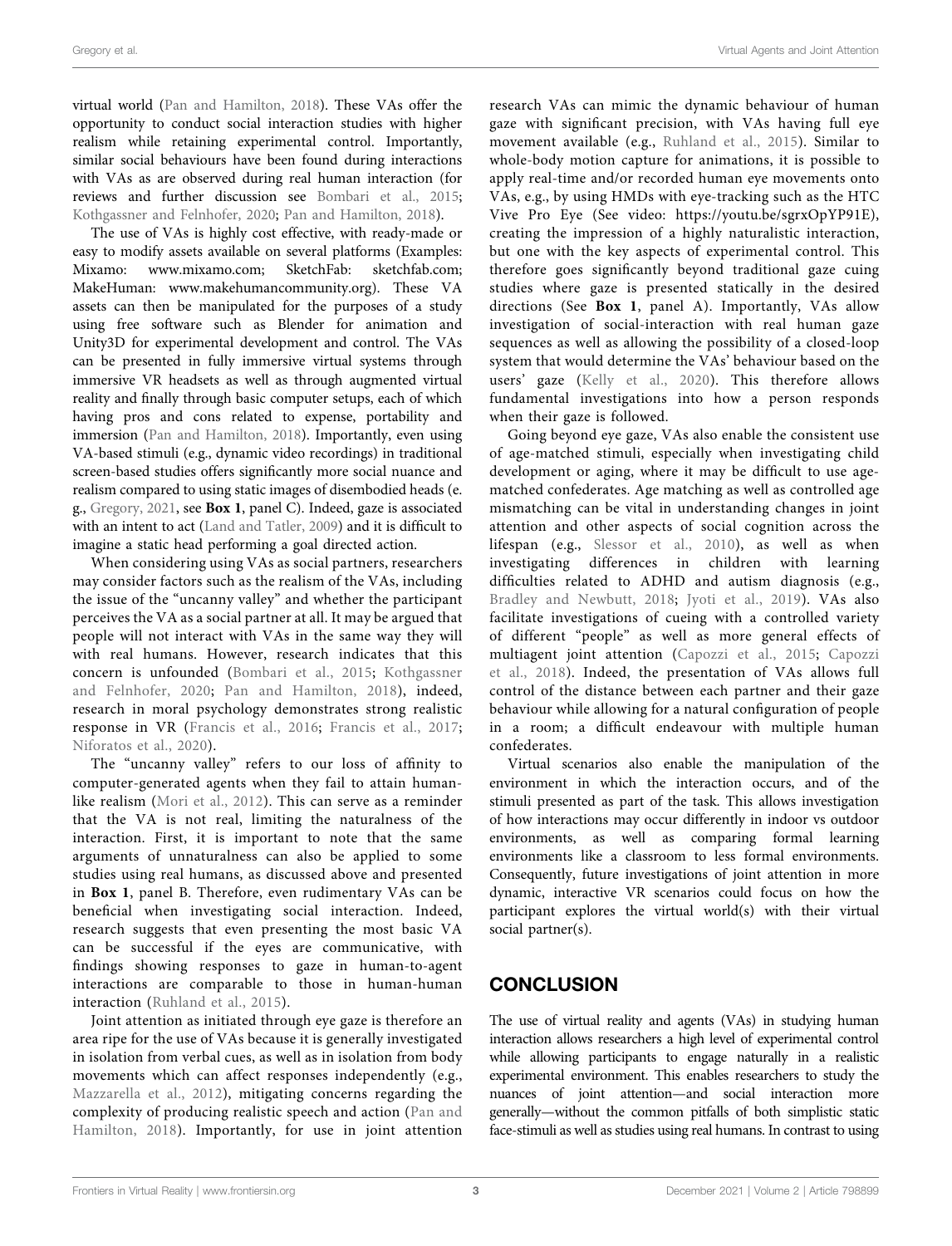virtual world (Pan and Hamilton, 2018). These VAs offer the opportunity to conduct social interaction studies with higher realism while retaining experimental control. Importantly, similar social behaviours have been found during interactions with VAs as are observed during real human interaction (for reviews and further discussion see Bombari et al., 2015; Kothgassner and Felnhofer, 2020; Pan and Hamilton, 2018).

The use of VAs is highly cost effective, with ready-made or easy to modify assets available on several platforms (Examples: Mixamo: www.mixamo.com; SketchFab: sketchfab.com; MakeHuman: www.makehumancommunity.org). These VA assets can then be manipulated for the purposes of a study using free software such as Blender for animation and Unity3D for experimental development and control. The VAs can be presented in fully immersive virtual systems through immersive VR headsets as well as through augmented virtual reality and finally through basic computer setups, each of which having pros and cons related to expense, portability and immersion (Pan and Hamilton, 2018). Importantly, even using VA-based stimuli (e.g., dynamic video recordings) in traditional screen-based studies offers significantly more social nuance and realism compared to using static images of disembodied heads (e. g., Gregory, 2021, see **Box 1**, panel C). Indeed, gaze is associated with an intent to act (Land and Tatler, 2009) and it is difficult to imagine a static head performing a goal directed action.

When considering using VAs as social partners, researchers may consider factors such as the realism of the VAs, including the issue of the "uncanny valley" and whether the participant perceives the VA as a social partner at all. It may be argued that people will not interact with VAs in the same way they will with real humans. However, research indicates that this concern is unfounded (Bombari et al., 2015; Kothgassner and Felnhofer, 2020; Pan and Hamilton, 2018), indeed, research in moral psychology demonstrates strong realistic response in VR (Francis et al., 2016; Francis et al., 2017; Niforatos et al., 2020).

The "uncanny valley" refers to our loss of affinity to computer-generated agents when they fail to attain human-like realism (Mori et al., 2012). This can serve as a reminder that the VA is not real, limiting the naturalness of the interaction. First, it is important to note that the same arguments of unnaturalness can also be applied to some studies using real humans, as discussed above and presented in **Box 1**, panel B. Therefore, even rudimentary VAs can be beneficial when investigating social interaction. Indeed, research suggests that even presenting the most basic VA can be successful if the eyes are communicative, with findings showing responses to gaze in human-to-agent interactions are comparable to those in human-human interaction (Ruhland et al., 2015).

Joint attention as initiated through eye gaze is therefore an area ripe for the use of VAs because it is generally investigated in isolation from verbal cues, as well as in isolation from body movements which can affect responses independently (e.g., Mazzarella et al., 2012), mitigating concerns regarding the complexity of producing realistic speech and action (Pan and Hamilton, 2018). Importantly, for use in joint attention research VAs can mimic the dynamic behaviour of human gaze with significant precision, with VAs having full eye movement available (e.g., Ruhland et al., 2015). Similar to whole-body motion capture for animations, it is possible to apply real-time and/or recorded human eye movements onto VAs, e.g., by using HMDs with eye-tracking such as the HTC Vive Pro Eye (See video: https://youtu.be/sgrxOpYP91E), creating the impression of a highly naturalistic interaction, but one with the key aspects of experimental control. This therefore goes significantly beyond traditional gaze cuing studies where gaze is presented statically in the desired directions (See **Box 1**, panel A). Importantly, VAs allow investigation of social-interaction with real human gaze sequences as well as allowing the possibility of a closed-loop system that would determine the VAs' behaviour based on the users' gaze (Kelly et al., 2020). This therefore allows fundamental investigations into how a person responds when their gaze is followed.

Going beyond eye gaze, VAs also enable the consistent use of age-matched stimuli, especially when investigating child development or aging, where it may be difficult to use age-matched confederates. Age matching as well as controlled age mismatching can be vital in understanding changes in joint attention and other aspects of social cognition across the lifespan (e.g., Slessor et al., 2010), as well as when investigating differences in children with learning difficulties related to ADHD and autism diagnosis (e.g., Bradley and Newbutt, 2018; Jyoti et al., 2019). VAs also facilitate investigations of cueing with a controlled variety of different "people" as well as more general effects of multiagent joint attention (Capozzi et al., 2015; Capozzi et al., 2018). Indeed, the presentation of VAs allows full control of the distance between each partner and their gaze behaviour while allowing for a natural configuration of people in a room; a difficult endeavour with multiple human confederates.

Virtual scenarios also enable the manipulation of the environment in which the interaction occurs, and of the stimuli presented as part of the task. This allows investigation of how interactions may occur differently in indoor vs outdoor environments, as well as comparing formal learning environments like a classroom to less formal environments. Consequently, future investigations of joint attention in more dynamic, interactive VR scenarios could focus on how the participant explores the virtual world(s) with their virtual social partner(s).

## CONCLUSION

The use of virtual reality and agents (VAs) in studying human interaction allows researchers a high level of experimental control while allowing participants to engage naturally in a realistic experimental environment. This enables researchers to study the nuances of joint attention—and social interaction more generally—without the common pitfalls of both simplistic static face-stimuli as well as studies using real humans. In contrast to using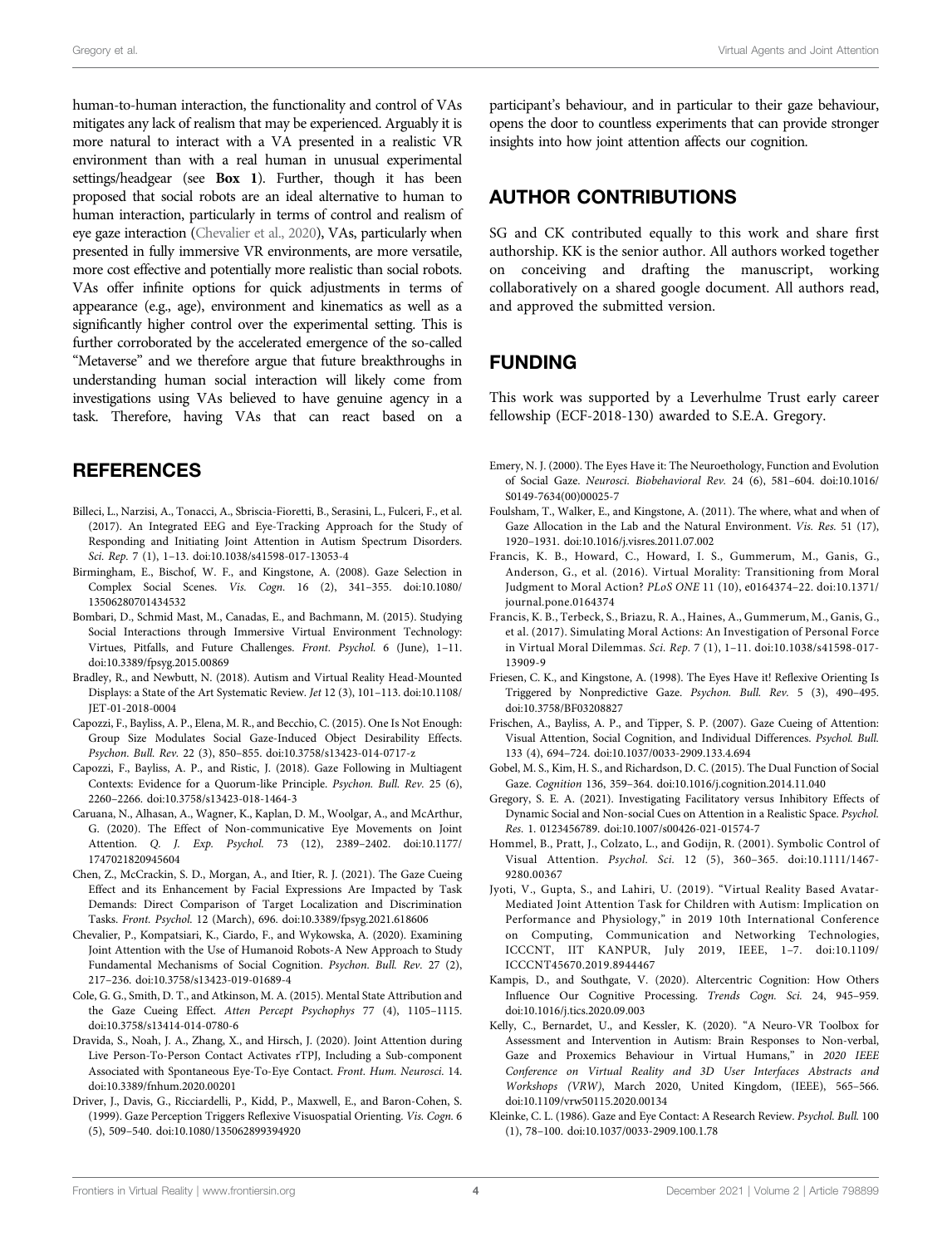human-to-human interaction, the functionality and control of VAs mitigates any lack of realism that may be experienced. Arguably it is more natural to interact with a VA presented in a realistic VR environment than with a real human in unusual experimental settings/headgear (see **Box 1**). Further, though it has been proposed that social robots are an ideal alternative to human to human interaction, particularly in terms of control and realism of eye gaze interaction (Chevalier et al., 2020), VAs, particularly when presented in fully immersive VR environments, are more versatile, more cost effective and potentially more realistic than social robots. VAs offer infinite options for quick adjustments in terms of appearance (e.g., age), environment and kinematics as well as a significantly higher control over the experimental setting. This is further corroborated by the accelerated emergence of the so-called "Metaverse" and we therefore argue that future breakthroughs in understanding human social interaction will likely come from investigations using VAs believed to have genuine agency in a task. Therefore, having VAs that can react based on a participant's behaviour, and in particular to their gaze behaviour, opens the door to countless experiments that can provide stronger insights into how joint attention affects our cognition.

## AUTHOR CONTRIBUTIONS

SG and CK contributed equally to this work and share first authorship. KK is the senior author. All authors worked together on conceiving and drafting the manuscript, working collaboratively on a shared google document. All authors read, and approved the submitted version.

## FUNDING

This work was supported by a Leverhulme Trust early career fellowship (ECF-2018-130) awarded to S.E.A. Gregory.

## REFERENCES

Billeci, L., Narzisi, A., Tonacci, A., Sbriscia-Fioretti, B., Serasini, L., Fulceri, F., et al. (2017). An Integrated EEG and Eye-Tracking Approach for the Study of Responding and Initiating Joint Attention in Autism Spectrum Disorders. *Sci. Rep.* 7 (1), 1–13. doi:10.1038/s41598-017-13053-4

Birmingham, E., Bischof, W. F., and Kingstone, A. (2008). Gaze Selection in Complex Social Scenes. *Vis. Cogn.* 16 (2), 341–355. doi:10.1080/13506280701434532

Bombari, D., Schmid Mast, M., Canadas, E., and Bachmann, M. (2015). Studying Social Interactions through Immersive Virtual Environment Technology: Virtues, Pitfalls, and Future Challenges. *Front. Psychol.* 6 (June), 1–11. doi:10.3389/fpsyg.2015.00869

Bradley, R., and Newbutt, N. (2018). Autism and Virtual Reality Head-Mounted Displays: a State of the Art Systematic Review. *Jet* 12 (3), 101–113. doi:10.1108/JET-01-2018-0004

Capozzi, F., Bayliss, A. P., Elena, M. R., and Becchio, C. (2015). One Is Not Enough: Group Size Modulates Social Gaze-Induced Object Desirability Effects. *Psychon. Bull. Rev.* 22 (3), 850–855. doi:10.3758/s13423-014-0717-z

Capozzi, F., Bayliss, A. P., and Ristic, J. (2018). Gaze Following in Multiagent Contexts: Evidence for a Quorum-like Principle. *Psychon. Bull. Rev.* 25 (6), 2260–2266. doi:10.3758/s13423-018-1464-3

Caruana, N., Alhasan, A., Wagner, K., Kaplan, D. M., Woolgar, A., and McArthur, G. (2020). The Effect of Non-communicative Eye Movements on Joint Attention. *Q. J. Exp. Psychol.* 73 (12), 2389–2402. doi:10.1177/1747021820945604

Chen, Z., McCrackin, S. D., Morgan, A., and Itier, R. J. (2021). The Gaze Cueing Effect and its Enhancement by Facial Expressions Are Impacted by Task Demands: Direct Comparison of Target Localization and Discrimination Tasks. *Front. Psychol.* 12 (March), 696. doi:10.3389/fpsyg.2021.618606

Chevalier, P., Kompatsiari, K., Ciardo, F., and Wykowska, A. (2020). Examining Joint Attention with the Use of Humanoid Robots-A New Approach to Study Fundamental Mechanisms of Social Cognition. *Psychon. Bull. Rev.* 27 (2), 217–236. doi:10.3758/s13423-019-01689-4

Cole, G. G., Smith, D. T., and Atkinson, M. A. (2015). Mental State Attribution and the Gaze Cueing Effect. *Atten Percept Psychophys* 77 (4), 1105–1115. doi:10.3758/s13414-014-0780-6

Dravida, S., Noah, J. A., Zhang, X., and Hirsch, J. (2020). Joint Attention during Live Person-To-Person Contact Activates rTPJ, Including a Sub-component Associated with Spontaneous Eye-To-Eye Contact. *Front. Hum. Neurosci.* 14. doi:10.3389/fnhum.2020.00201

Driver, J., Davis, G., Ricciardelli, P., Kidd, P., Maxwell, E., and Baron-Cohen, S. (1999). Gaze Perception Triggers Reflexive Visuospatial Orienting. *Vis. Cogn.* 6 (5), 509–540. doi:10.1080/135062899394920

Emery, N. J. (2000). The Eyes Have it: The Neuroethology, Function and Evolution of Social Gaze. *Neurosci. Biobehavioral Rev.* 24 (6), 581–604. doi:10.1016/S0149-7634(00)00025-7

Foulsham, T., Walker, E., and Kingstone, A. (2011). The where, what and when of Gaze Allocation in the Lab and the Natural Environment. *Vis. Res.* 51 (17), 1920–1931. doi:10.1016/j.visres.2011.07.002

Francis, K. B., Howard, C., Howard, I. S., Gummerum, M., Ganis, G., Anderson, G., et al. (2016). Virtual Morality: Transitioning from Moral Judgment to Moral Action? *PLoS ONE* 11 (10), e0164374–22. doi:10.1371/journal.pone.0164374

Francis, K. B., Terbeck, S., Briazu, R. A., Haines, A., Gummerum, M., Ganis, G., et al. (2017). Simulating Moral Actions: An Investigation of Personal Force in Virtual Moral Dilemmas. *Sci. Rep.* 7 (1), 1–11. doi:10.1038/s41598-017-13909-9

Friesen, C. K., and Kingstone, A. (1998). The Eyes Have it! Reflexive Orienting Is Triggered by Nonpredictive Gaze. *Psychon. Bull. Rev.* 5 (3), 490–495. doi:10.3758/BF03208827

Frischen, A., Bayliss, A. P., and Tipper, S. P. (2007). Gaze Cueing of Attention: Visual Attention, Social Cognition, and Individual Differences. *Psychol. Bull.* 133 (4), 694–724. doi:10.1037/0033-2909.133.4.694

Gobel, M. S., Kim, H. S., and Richardson, D. C. (2015). The Dual Function of Social Gaze. *Cognition* 136, 359–364. doi:10.1016/j.cognition.2014.11.040

Gregory, S. E. A. (2021). Investigating Facilitatory versus Inhibitory Effects of Dynamic Social and Non-social Cues on Attention in a Realistic Space. *Psychol. Res.* 1. 0123456789. doi:10.1007/s00426-021-01574-7

Hommel, B., Pratt, J., Colzato, L., and Godijn, R. (2001). Symbolic Control of Visual Attention. *Psychol. Sci.* 12 (5), 360–365. doi:10.1111/1467-9280.00367

Jyoti, V., Gupta, S., and Lahiri, U. (2019). "Virtual Reality Based Avatar-Mediated Joint Attention Task for Children with Autism: Implication on Performance and Physiology," in 2019 10th International Conference on Computing, Communication and Networking Technologies, ICCCNT, IIT KANPUR, July 2019, IEEE, 1–7. doi:10.1109/ICCCNT45670.2019.8944467

Kampis, D., and Southgate, V. (2020). Altercentric Cognition: How Others Influence Our Cognitive Processing. *Trends Cogn. Sci.* 24, 945–959. doi:10.1016/j.tics.2020.09.003

Kelly, C., Bernardet, U., and Kessler, K. (2020). "A Neuro-VR Toolbox for Assessment and Intervention in Autism: Brain Responses to Non-verbal, Gaze and Proxemics Behaviour in Virtual Humans," in *2020 IEEE Conference on Virtual Reality and 3D User Interfaces Abstracts and Workshops (VRW)*, March 2020, United Kingdom, (IEEE), 565–566. doi:10.1109/vrw50115.2020.00134

Kleinke, C. L. (1986). Gaze and Eye Contact: A Research Review. *Psychol. Bull.* 100 (1), 78–100. doi:10.1037/0033-2909.100.1.78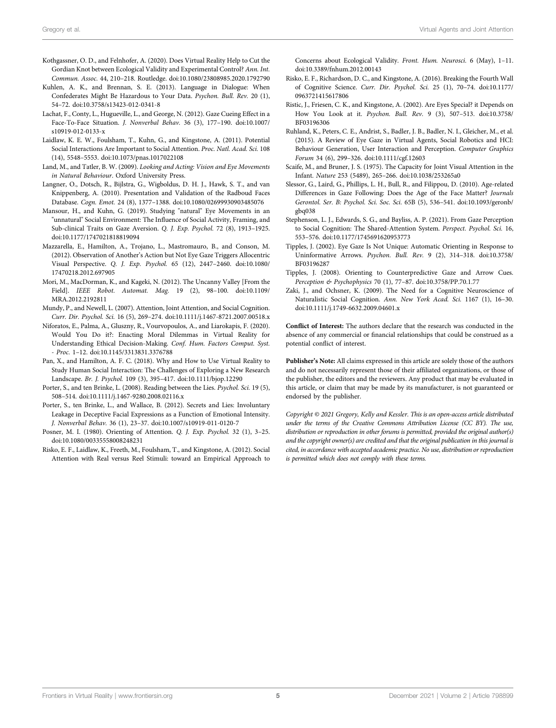Kothgassner, O. D., and Felnhofer, A. (2020). Does Virtual Reality Help to Cut the Gordian Knot between Ecological Validity and Experimental Control? *Ann. Int. Commun. Assoc.* 44, 210–218. Routledge. doi:10.1080/23808985.2020.1792790

Kuhlen, A. K., and Brennan, S. E. (2013). Language in Dialogue: When Confederates Might Be Hazardous to Your Data. *Psychon. Bull. Rev.* 20 (1), 54–72. doi:10.3758/s13423-012-0341-8

Lachat, F., Conty, L., Hugueville, L., and George, N. (2012). Gaze Cueing Effect in a Face-To-Face Situation. *J. Nonverbal Behav.* 36 (3), 177–190. doi:10.1007/s10919-012-0133-x

Laidlaw, K. E. W., Foulsham, T., Kuhn, G., and Kingstone, A. (2011). Potential Social Interactions Are Important to Social Attention. *Proc. Natl. Acad. Sci.* 108 (14), 5548–5553. doi:10.1073/pnas.1017022108

Land, M., and Tatler, B. W. (2009). *Looking and Acting: Vision and Eye Movements in Natural Behaviour*. Oxford University Press.

Langner, O., Dotsch, R., Bijlstra, G., Wigboldus, D. H. J., Hawk, S. T., and van Knippenberg, A. (2010). Presentation and Validation of the Radboud Faces Database. *Cogn. Emot.* 24 (8), 1377–1388. doi:10.1080/02699930903485076

Mansour, H., and Kuhn, G. (2019). Studying "natural" Eye Movements in an "unnatural" Social Environment: The Influence of Social Activity, Framing, and Sub-clinical Traits on Gaze Aversion. *Q. J. Exp. Psychol.* 72 (8), 1913–1925. doi:10.1177/1747021818819094

Mazzarella, E., Hamilton, A., Trojano, L., Mastromauro, B., and Conson, M. (2012). Observation of Another's Action but Not Eye Gaze Triggers Allocentric Visual Perspective. *Q. J. Exp. Psychol.* 65 (12), 2447–2460. doi:10.1080/17470218.2012.697905

Mori, M., MacDorman, K., and Kageki, N. (2012). The Uncanny Valley [From the Field]. *IEEE Robot. Automat. Mag.* 19 (2), 98–100. doi:10.1109/MRA.2012.2192811

Mundy, P., and Newell, L. (2007). Attention, Joint Attention, and Social Cognition. *Curr. Dir. Psychol. Sci.* 16 (5), 269–274. doi:10.1111/j.1467-8721.2007.00518.x

Niforatos, E., Palma, A., Gluszny, R., Vourvopoulos, A., and Liarokapis, F. (2020). Would You Do it?: Enacting Moral Dilemmas in Virtual Reality for Understanding Ethical Decision-Making. *Conf. Hum. Factors Comput. Syst. - Proc.* 1–12. doi:10.1145/3313831.3376788

Pan, X., and Hamilton, A. F. C. (2018). Why and How to Use Virtual Reality to Study Human Social Interaction: The Challenges of Exploring a New Research Landscape. *Br. J. Psychol.* 109 (3), 395–417. doi:10.1111/bjop.12290

Porter, S., and ten Brinke, L. (2008). Reading between the Lies. *Psychol. Sci.* 19 (5), 508–514. doi:10.1111/j.1467-9280.2008.02116.x

Porter, S., ten Brinke, L., and Wallace, B. (2012). Secrets and Lies: Involuntary Leakage in Deceptive Facial Expressions as a Function of Emotional Intensity. *J. Nonverbal Behav.* 36 (1), 23–37. doi:10.1007/s10919-011-0120-7

Posner, M. I. (1980). Orienting of Attention. *Q. J. Exp. Psychol.* 32 (1), 3–25. doi:10.1080/00335558008248231

Risko, E. F., Laidlaw, K., Freeth, M., Foulsham, T., and Kingstone, A. (2012). Social Attention with Real versus Reel Stimuli: toward an Empirical Approach to Concerns about Ecological Validity. *Front. Hum. Neurosci.* 6 (May), 1–11. doi:10.3389/fnhum.2012.00143

Risko, E. F., Richardson, D. C., and Kingstone, A. (2016). Breaking the Fourth Wall of Cognitive Science. *Curr. Dir. Psychol. Sci.* 25 (1), 70–74. doi:10.1177/0963721415617806

Ristic, J., Friesen, C. K., and Kingstone, A. (2002). Are Eyes Special? it Depends on How You Look at it. *Psychon. Bull. Rev.* 9 (3), 507–513. doi:10.3758/BF03196306

Ruhland, K., Peters, C. E., Andrist, S., Badler, J. B., Badler, N. I., Gleicher, M., et al. (2015). A Review of Eye Gaze in Virtual Agents, Social Robotics and HCI: Behaviour Generation, User Interaction and Perception. *Computer Graphics Forum* 34 (6), 299–326. doi:10.1111/cgf.12603

Scaife, M., and Bruner, J. S. (1975). The Capacity for Joint Visual Attention in the Infant. *Nature* 253 (5489), 265–266. doi:10.1038/253265a0

Slessor, G., Laird, G., Phillips, L. H., Bull, R., and Filippou, D. (2010). Age-related Differences in Gaze Following: Does the Age of the Face Matter? *Journals Gerontol. Ser. B: Psychol. Sci. Soc. Sci.* 65B (5), 536–541. doi:10.1093/geronb/gbq038

Stephenson, L. J., Edwards, S. G., and Bayliss, A. P. (2021). From Gaze Perception to Social Cognition: The Shared-Attention System. *Perspect. Psychol. Sci.* 16, 553–576. doi:10.1177/1745691620953773

Tipples, J. (2002). Eye Gaze Is Not Unique: Automatic Orienting in Response to Uninformative Arrows. *Psychon. Bull. Rev.* 9 (2), 314–318. doi:10.3758/BF03196287

Tipples, J. (2008). Orienting to Counterpredictive Gaze and Arrow Cues. *Perception & Psychophysics* 70 (1), 77–87. doi:10.3758/PP.70.1.77

Zaki, J., and Ochsner, K. (2009). The Need for a Cognitive Neuroscience of Naturalistic Social Cognition. *Ann. New York Acad. Sci.* 1167 (1), 16–30. doi:10.1111/j.1749-6632.2009.04601.x

**Conflict of Interest:** The authors declare that the research was conducted in the absence of any commercial or financial relationships that could be construed as a potential conflict of interest.

**Publisher's Note:** All claims expressed in this article are solely those of the authors and do not necessarily represent those of their affiliated organizations, or those of the publisher, the editors and the reviewers. Any product that may be evaluated in this article, or claim that may be made by its manufacturer, is not guaranteed or endorsed by the publisher.

*Copyright © 2021 Gregory, Kelly and Kessler. This is an open-access article distributed under the terms of the Creative Commons Attribution License (CC BY). The use, distribution or reproduction in other forums is permitted, provided the original author(s) and the copyright owner(s) are credited and that the original publication in this journal is cited, in accordance with accepted academic practice. No use, distribution or reproduction is permitted which does not comply with these terms.*